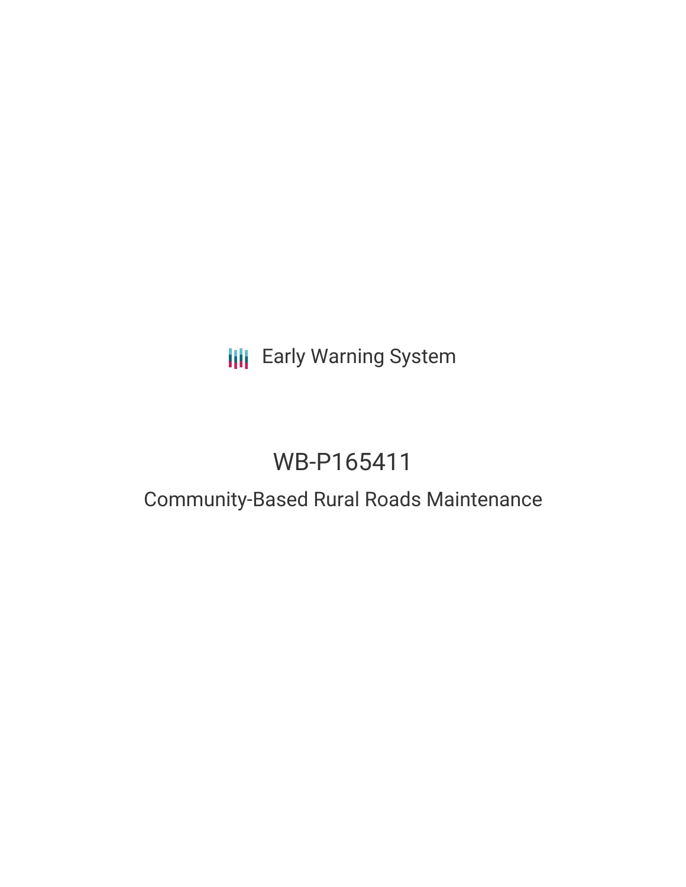Early Warning System

# WB-P165411

## Community-Based Rural Roads Maintenance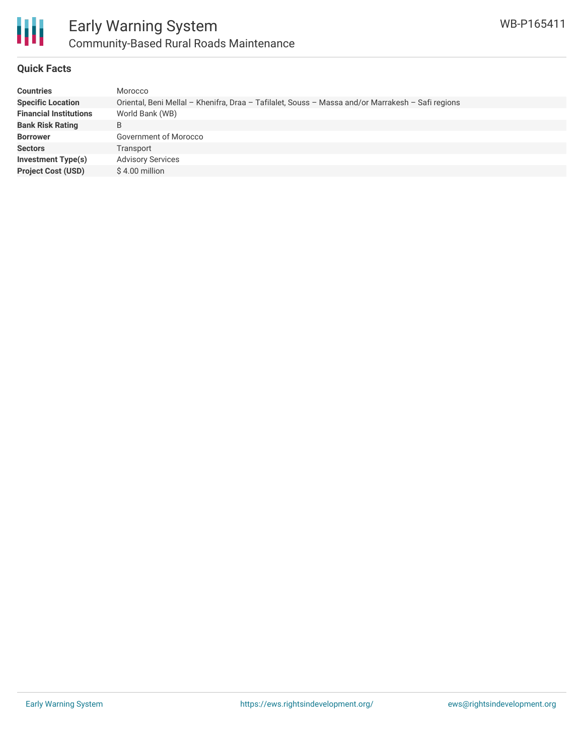## Quick Facts

| | |
|---|---|
| **Countries** | Morocco |
| **Specific Location** | Oriental, Beni Mellal – Khenifra, Draa – Tafilalet, Souss – Massa and/or Marrakesh – Safi regions |
| **Financial Institutions** | World Bank (WB) |
| **Bank Risk Rating** | B |
| **Borrower** | Government of Morocco |
| **Sectors** | Transport |
| **Investment Type(s)** | Advisory Services |
| **Project Cost (USD)** | $ 4.00 million |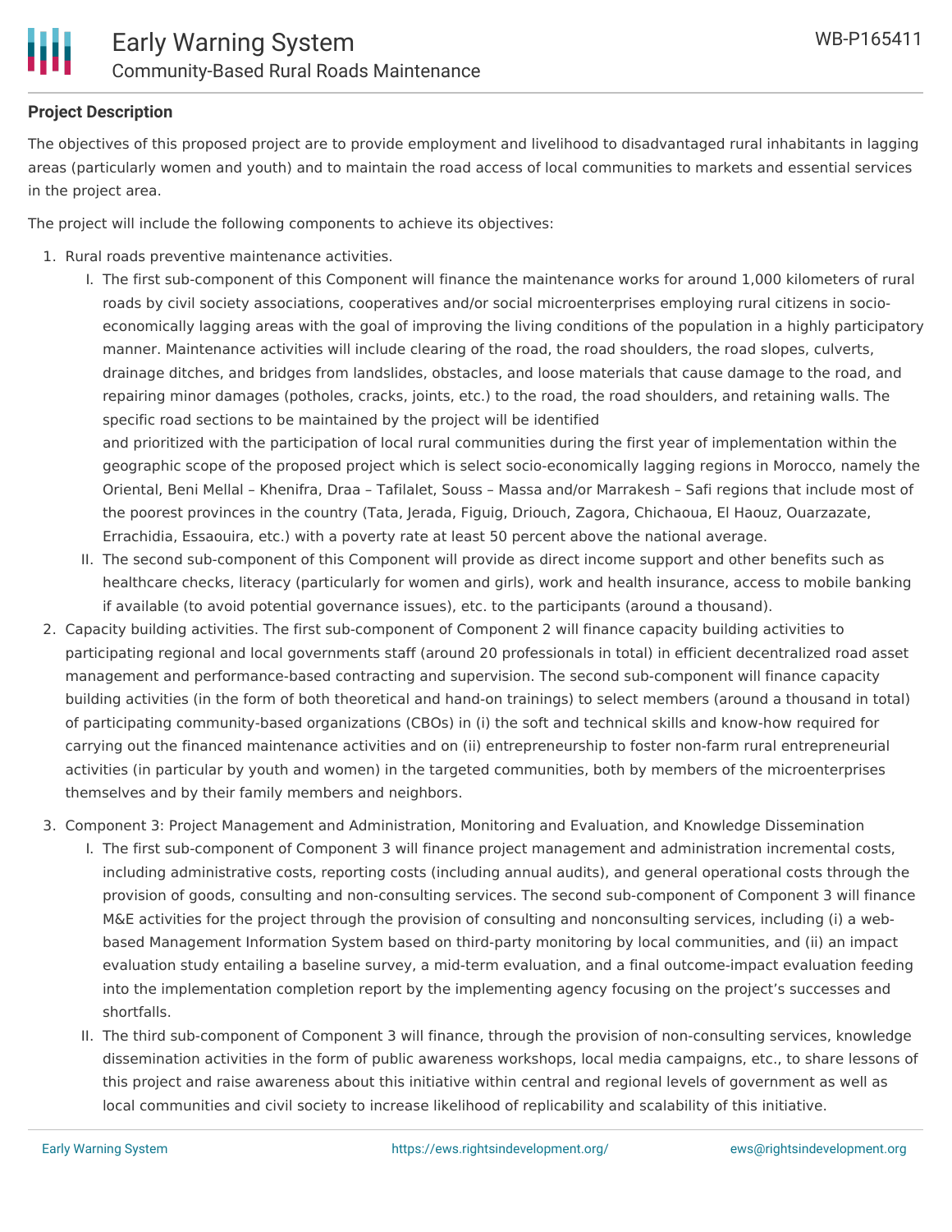**Project Description**

The objectives of this proposed project are to provide employment and livelihood to disadvantaged rural inhabitants in lagging areas (particularly women and youth) and to maintain the road access of local communities to markets and essential services in the project area.

The project will include the following components to achieve its objectives:

1. Rural roads preventive maintenance activities.
    I. The first sub-component of this Component will finance the maintenance works for around 1,000 kilometers of rural roads by civil society associations, cooperatives and/or social microenterprises employing rural citizens in socio-economically lagging areas with the goal of improving the living conditions of the population in a highly participatory manner. Maintenance activities will include clearing of the road, the road shoulders, the road slopes, culverts, drainage ditches, and bridges from landslides, obstacles, and loose materials that cause damage to the road, and repairing minor damages (potholes, cracks, joints, etc.) to the road, the road shoulders, and retaining walls. The specific road sections to be maintained by the project will be identified
    and prioritized with the participation of local rural communities during the first year of implementation within the geographic scope of the proposed project which is select socio-economically lagging regions in Morocco, namely the Oriental, Beni Mellal – Khenifra, Draa – Tafilalet, Souss – Massa and/or Marrakesh – Safi regions that include most of the poorest provinces in the country (Tata, Jerada, Figuig, Driouch, Zagora, Chichaoua, El Haouz, Ouarzazate, Errachidia, Essaouira, etc.) with a poverty rate at least 50 percent above the national average.
    II. The second sub-component of this Component will provide as direct income support and other benefits such as healthcare checks, literacy (particularly for women and girls), work and health insurance, access to mobile banking if available (to avoid potential governance issues), etc. to the participants (around a thousand).
2. Capacity building activities. The first sub-component of Component 2 will finance capacity building activities to participating regional and local governments staff (around 20 professionals in total) in efficient decentralized road asset management and performance-based contracting and supervision. The second sub-component will finance capacity building activities (in the form of both theoretical and hand-on trainings) to select members (around a thousand in total) of participating community-based organizations (CBOs) in (i) the soft and technical skills and know-how required for carrying out the financed maintenance activities and on (ii) entrepreneurship to foster non-farm rural entrepreneurial activities (in particular by youth and women) in the targeted communities, both by members of the microenterprises themselves and by their family members and neighbors.
3. Component 3: Project Management and Administration, Monitoring and Evaluation, and Knowledge Dissemination
    I. The first sub-component of Component 3 will finance project management and administration incremental costs, including administrative costs, reporting costs (including annual audits), and general operational costs through the provision of goods, consulting and non-consulting services. The second sub-component of Component 3 will finance M&E activities for the project through the provision of consulting and nonconsulting services, including (i) a web-based Management Information System based on third-party monitoring by local communities, and (ii) an impact evaluation study entailing a baseline survey, a mid-term evaluation, and a final outcome-impact evaluation feeding into the implementation completion report by the implementing agency focusing on the project's successes and shortfalls.
    II. The third sub-component of Component 3 will finance, through the provision of non-consulting services, knowledge dissemination activities in the form of public awareness workshops, local media campaigns, etc., to share lessons of this project and raise awareness about this initiative within central and regional levels of government as well as local communities and civil society to increase likelihood of replicability and scalability of this initiative.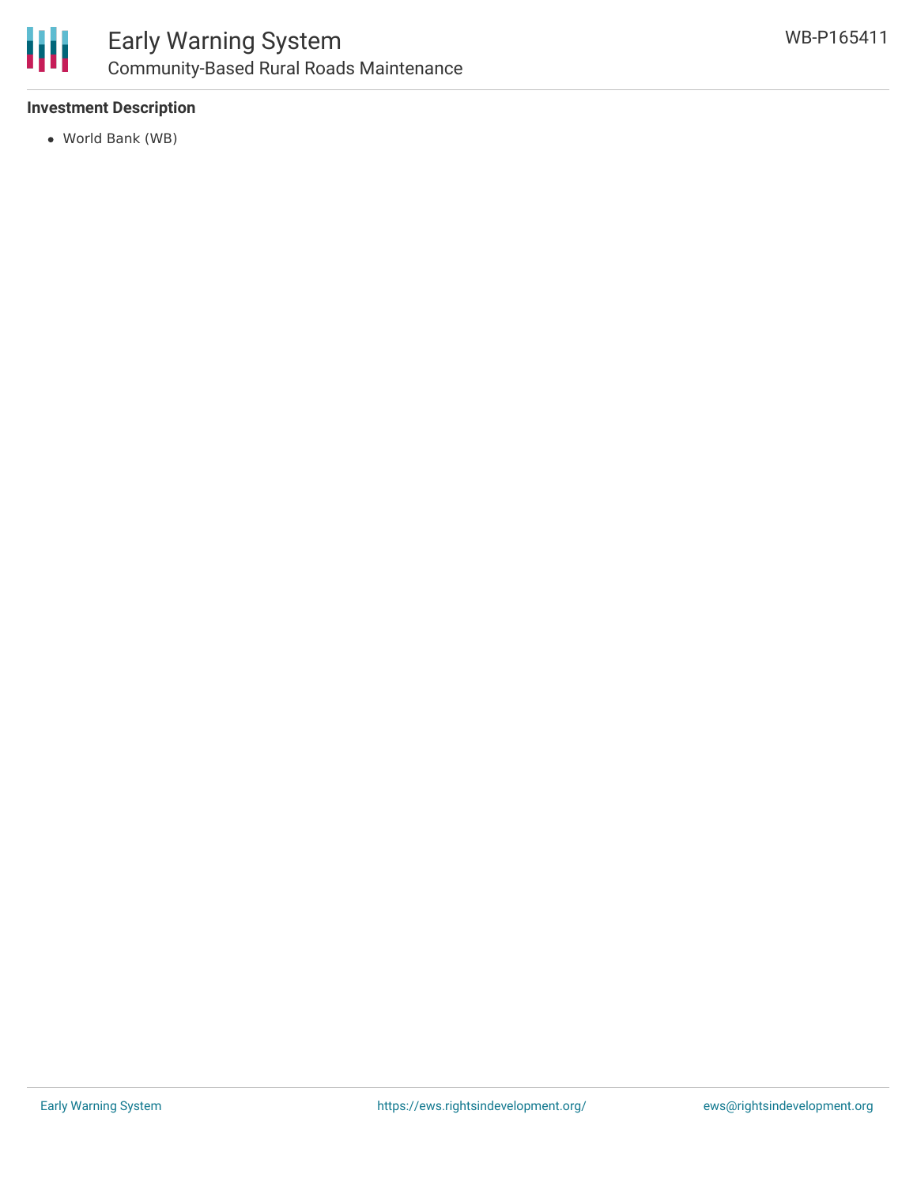## Investment Description

- World Bank (WB)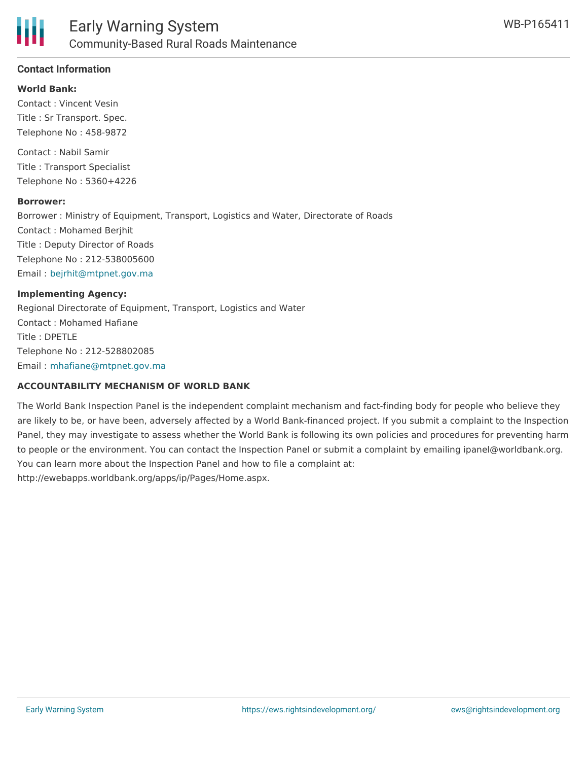## Contact Information

**World Bank:**

Contact : Vincent Vesin
Title : Sr Transport. Spec.
Telephone No : 458-9872

Contact : Nabil Samir
Title : Transport Specialist
Telephone No : 5360+4226

**Borrower:**

Borrower : Ministry of Equipment, Transport, Logistics and Water, Directorate of Roads
Contact : Mohamed Berjhit
Title : Deputy Director of Roads
Telephone No : 212-538005600
Email : bejrhit@mtpnet.gov.ma

**Implementing Agency:**

Regional Directorate of Equipment, Transport, Logistics and Water
Contact : Mohamed Hafiane
Title : DPETLE
Telephone No : 212-528802085
Email : mhafiane@mtpnet.gov.ma

**ACCOUNTABILITY MECHANISM OF WORLD BANK**

The World Bank Inspection Panel is the independent complaint mechanism and fact-finding body for people who believe they are likely to be, or have been, adversely affected by a World Bank-financed project. If you submit a complaint to the Inspection Panel, they may investigate to assess whether the World Bank is following its own policies and procedures for preventing harm to people or the environment. You can contact the Inspection Panel or submit a complaint by emailing ipanel@worldbank.org. You can learn more about the Inspection Panel and how to file a complaint at: http://ewebapps.worldbank.org/apps/ip/Pages/Home.aspx.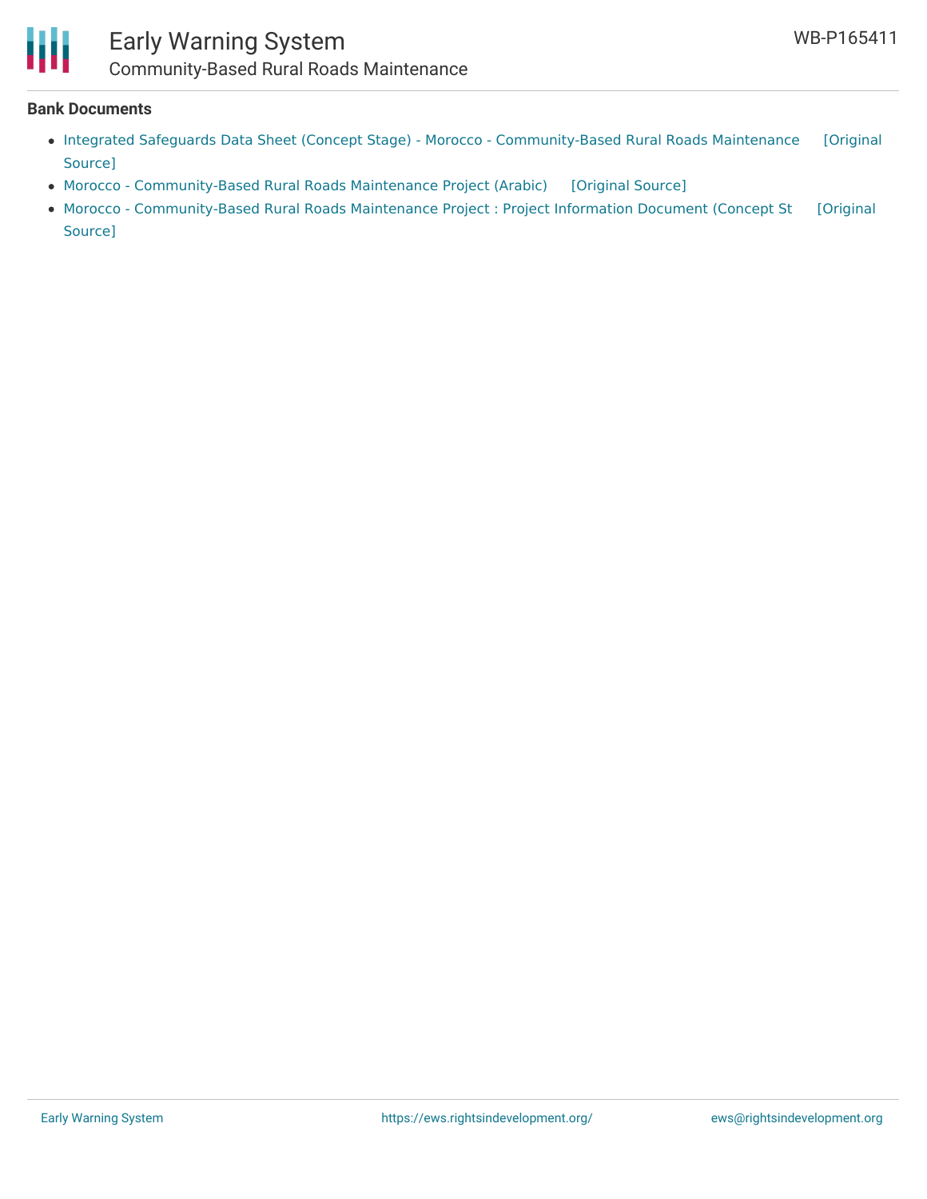## Bank Documents

- Integrated Safeguards Data Sheet (Concept Stage) - Morocco - Community-Based Rural Roads Maintenance [Original Source]
- Morocco - Community-Based Rural Roads Maintenance Project (Arabic) [Original Source]
- Morocco - Community-Based Rural Roads Maintenance Project : Project Information Document (Concept St [Original Source]